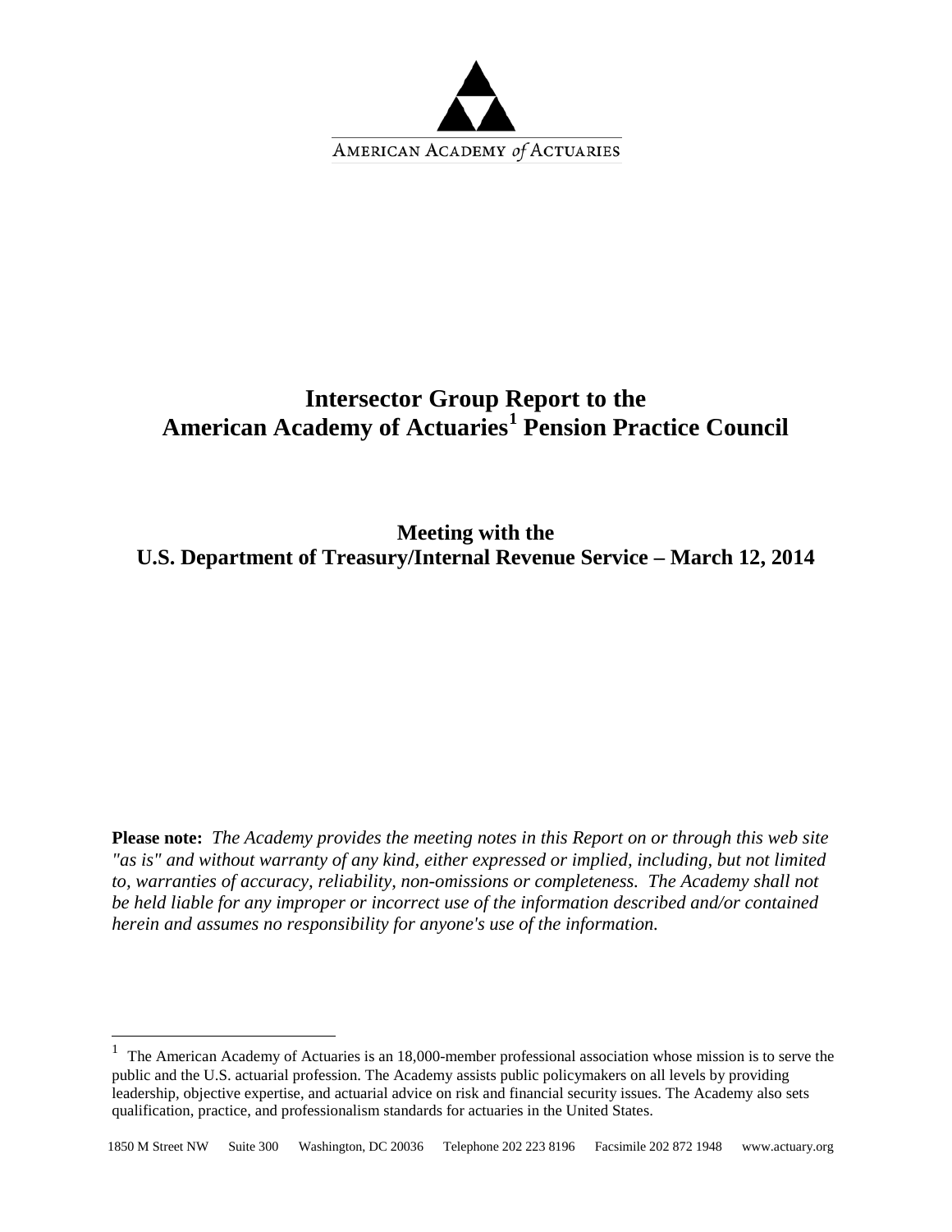AMERICAN ACADEMY *of* ACTUARIES

# Intersector Group Report to the American Academy of Actuaries[1] Pension Practice Council

## Meeting with the U.S. Department of Treasury/Internal Revenue Service – March 12, 2014

**Please note:** *The Academy provides the meeting notes in this Report on or through this web site "as is" and without warranty of any kind, either expressed or implied, including, but not limited to, warranties of accuracy, reliability, non-omissions or completeness. The Academy shall not be held liable for any improper or incorrect use of the information described and/or contained herein and assumes no responsibility for anyone's use of the information.*

---

[1] The American Academy of Actuaries is an 18,000-member professional association whose mission is to serve the public and the U.S. actuarial profession. The Academy assists public policymakers on all levels by providing leadership, objective expertise, and actuarial advice on risk and financial security issues. The Academy also sets qualification, practice, and professionalism standards for actuaries in the United States.

1850 M Street NW Suite 300 Washington, DC 20036 Telephone 202 223 8196 Facsimile 202 872 1948 www.actuary.org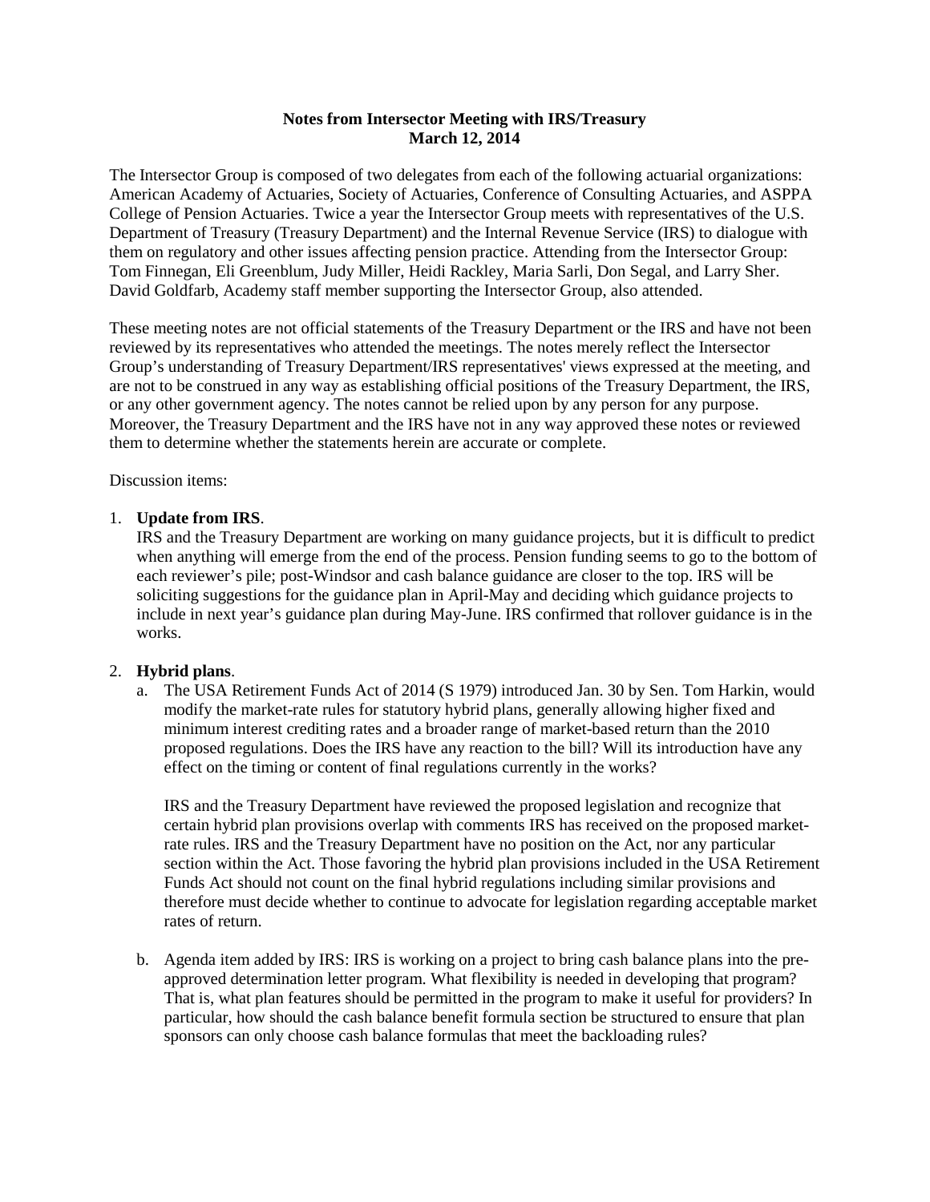**Notes from Intersector Meeting with IRS/Treasury**
**March 12, 2014**

The Intersector Group is composed of two delegates from each of the following actuarial organizations: American Academy of Actuaries, Society of Actuaries, Conference of Consulting Actuaries, and ASPPA College of Pension Actuaries. Twice a year the Intersector Group meets with representatives of the U.S. Department of Treasury (Treasury Department) and the Internal Revenue Service (IRS) to dialogue with them on regulatory and other issues affecting pension practice. Attending from the Intersector Group: Tom Finnegan, Eli Greenblum, Judy Miller, Heidi Rackley, Maria Sarli, Don Segal, and Larry Sher. David Goldfarb, Academy staff member supporting the Intersector Group, also attended.

These meeting notes are not official statements of the Treasury Department or the IRS and have not been reviewed by its representatives who attended the meetings. The notes merely reflect the Intersector Group's understanding of Treasury Department/IRS representatives' views expressed at the meeting, and are not to be construed in any way as establishing official positions of the Treasury Department, the IRS, or any other government agency. The notes cannot be relied upon by any person for any purpose. Moreover, the Treasury Department and the IRS have not in any way approved these notes or reviewed them to determine whether the statements herein are accurate or complete.

Discussion items:

1. **Update from IRS**.
   IRS and the Treasury Department are working on many guidance projects, but it is difficult to predict when anything will emerge from the end of the process. Pension funding seems to go to the bottom of each reviewer's pile; post-Windsor and cash balance guidance are closer to the top. IRS will be soliciting suggestions for the guidance plan in April-May and deciding which guidance projects to include in next year's guidance plan during May-June. IRS confirmed that rollover guidance is in the works.

2. **Hybrid plans**.
   a. The USA Retirement Funds Act of 2014 (S 1979) introduced Jan. 30 by Sen. Tom Harkin, would modify the market-rate rules for statutory hybrid plans, generally allowing higher fixed and minimum interest crediting rates and a broader range of market-based return than the 2010 proposed regulations. Does the IRS have any reaction to the bill? Will its introduction have any effect on the timing or content of final regulations currently in the works?

      IRS and the Treasury Department have reviewed the proposed legislation and recognize that certain hybrid plan provisions overlap with comments IRS has received on the proposed market-rate rules. IRS and the Treasury Department have no position on the Act, nor any particular section within the Act. Those favoring the hybrid plan provisions included in the USA Retirement Funds Act should not count on the final hybrid regulations including similar provisions and therefore must decide whether to continue to advocate for legislation regarding acceptable market rates of return.

   b. Agenda item added by IRS: IRS is working on a project to bring cash balance plans into the pre-approved determination letter program. What flexibility is needed in developing that program? That is, what plan features should be permitted in the program to make it useful for providers? In particular, how should the cash balance benefit formula section be structured to ensure that plan sponsors can only choose cash balance formulas that meet the backloading rules?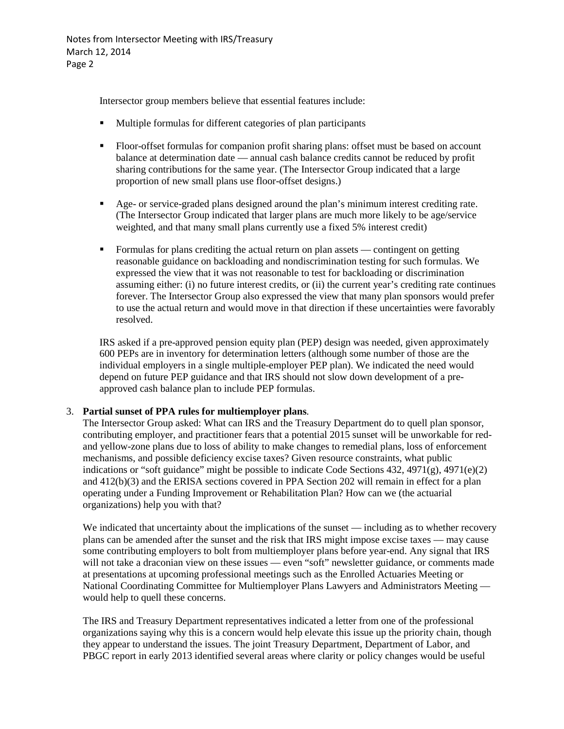Intersector group members believe that essential features include:

- Multiple formulas for different categories of plan participants
- Floor-offset formulas for companion profit sharing plans: offset must be based on account balance at determination date — annual cash balance credits cannot be reduced by profit sharing contributions for the same year. (The Intersector Group indicated that a large proportion of new small plans use floor-offset designs.)
- Age- or service-graded plans designed around the plan's minimum interest crediting rate. (The Intersector Group indicated that larger plans are much more likely to be age/service weighted, and that many small plans currently use a fixed 5% interest credit)
- Formulas for plans crediting the actual return on plan assets — contingent on getting reasonable guidance on backloading and nondiscrimination testing for such formulas. We expressed the view that it was not reasonable to test for backloading or discrimination assuming either: (i) no future interest credits, or (ii) the current year's crediting rate continues forever. The Intersector Group also expressed the view that many plan sponsors would prefer to use the actual return and would move in that direction if these uncertainties were favorably resolved.

IRS asked if a pre-approved pension equity plan (PEP) design was needed, given approximately 600 PEPs are in inventory for determination letters (although some number of those are the individual employers in a single multiple-employer PEP plan). We indicated the need would depend on future PEP guidance and that IRS should not slow down development of a pre-approved cash balance plan to include PEP formulas.

3. **Partial sunset of PPA rules for multiemployer plans**.

The Intersector Group asked: What can IRS and the Treasury Department do to quell plan sponsor, contributing employer, and practitioner fears that a potential 2015 sunset will be unworkable for red- and yellow-zone plans due to loss of ability to make changes to remedial plans, loss of enforcement mechanisms, and possible deficiency excise taxes? Given resource constraints, what public indications or "soft guidance" might be possible to indicate Code Sections 432, 4971(g), 4971(e)(2) and 412(b)(3) and the ERISA sections covered in PPA Section 202 will remain in effect for a plan operating under a Funding Improvement or Rehabilitation Plan? How can we (the actuarial organizations) help you with that?

We indicated that uncertainty about the implications of the sunset — including as to whether recovery plans can be amended after the sunset and the risk that IRS might impose excise taxes — may cause some contributing employers to bolt from multiemployer plans before year-end. Any signal that IRS will not take a draconian view on these issues — even "soft" newsletter guidance, or comments made at presentations at upcoming professional meetings such as the Enrolled Actuaries Meeting or National Coordinating Committee for Multiemployer Plans Lawyers and Administrators Meeting — would help to quell these concerns.

The IRS and Treasury Department representatives indicated a letter from one of the professional organizations saying why this is a concern would help elevate this issue up the priority chain, though they appear to understand the issues. The joint Treasury Department, Department of Labor, and PBGC report in early 2013 identified several areas where clarity or policy changes would be useful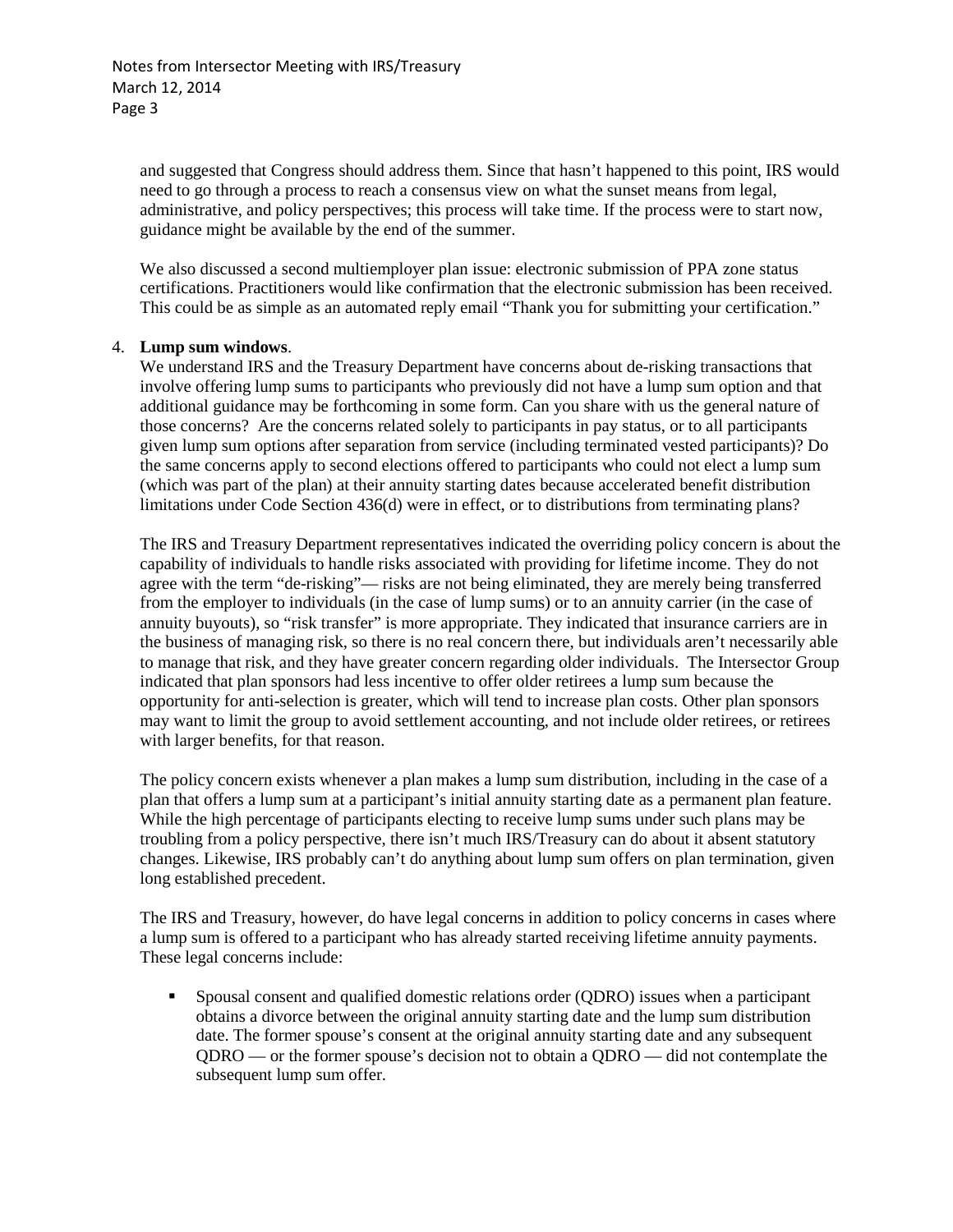and suggested that Congress should address them. Since that hasn't happened to this point, IRS would need to go through a process to reach a consensus view on what the sunset means from legal, administrative, and policy perspectives; this process will take time. If the process were to start now, guidance might be available by the end of the summer.

We also discussed a second multiemployer plan issue: electronic submission of PPA zone status certifications. Practitioners would like confirmation that the electronic submission has been received. This could be as simple as an automated reply email "Thank you for submitting your certification."

4. **Lump sum windows**.

We understand IRS and the Treasury Department have concerns about de-risking transactions that involve offering lump sums to participants who previously did not have a lump sum option and that additional guidance may be forthcoming in some form. Can you share with us the general nature of those concerns? Are the concerns related solely to participants in pay status, or to all participants given lump sum options after separation from service (including terminated vested participants)? Do the same concerns apply to second elections offered to participants who could not elect a lump sum (which was part of the plan) at their annuity starting dates because accelerated benefit distribution limitations under Code Section 436(d) were in effect, or to distributions from terminating plans?

The IRS and Treasury Department representatives indicated the overriding policy concern is about the capability of individuals to handle risks associated with providing for lifetime income. They do not agree with the term "de-risking"— risks are not being eliminated, they are merely being transferred from the employer to individuals (in the case of lump sums) or to an annuity carrier (in the case of annuity buyouts), so "risk transfer" is more appropriate. They indicated that insurance carriers are in the business of managing risk, so there is no real concern there, but individuals aren't necessarily able to manage that risk, and they have greater concern regarding older individuals. The Intersector Group indicated that plan sponsors had less incentive to offer older retirees a lump sum because the opportunity for anti-selection is greater, which will tend to increase plan costs. Other plan sponsors may want to limit the group to avoid settlement accounting, and not include older retirees, or retirees with larger benefits, for that reason.

The policy concern exists whenever a plan makes a lump sum distribution, including in the case of a plan that offers a lump sum at a participant's initial annuity starting date as a permanent plan feature. While the high percentage of participants electing to receive lump sums under such plans may be troubling from a policy perspective, there isn't much IRS/Treasury can do about it absent statutory changes. Likewise, IRS probably can't do anything about lump sum offers on plan termination, given long established precedent.

The IRS and Treasury, however, do have legal concerns in addition to policy concerns in cases where a lump sum is offered to a participant who has already started receiving lifetime annuity payments. These legal concerns include:

- Spousal consent and qualified domestic relations order (QDRO) issues when a participant obtains a divorce between the original annuity starting date and the lump sum distribution date. The former spouse's consent at the original annuity starting date and any subsequent QDRO — or the former spouse's decision not to obtain a QDRO — did not contemplate the subsequent lump sum offer.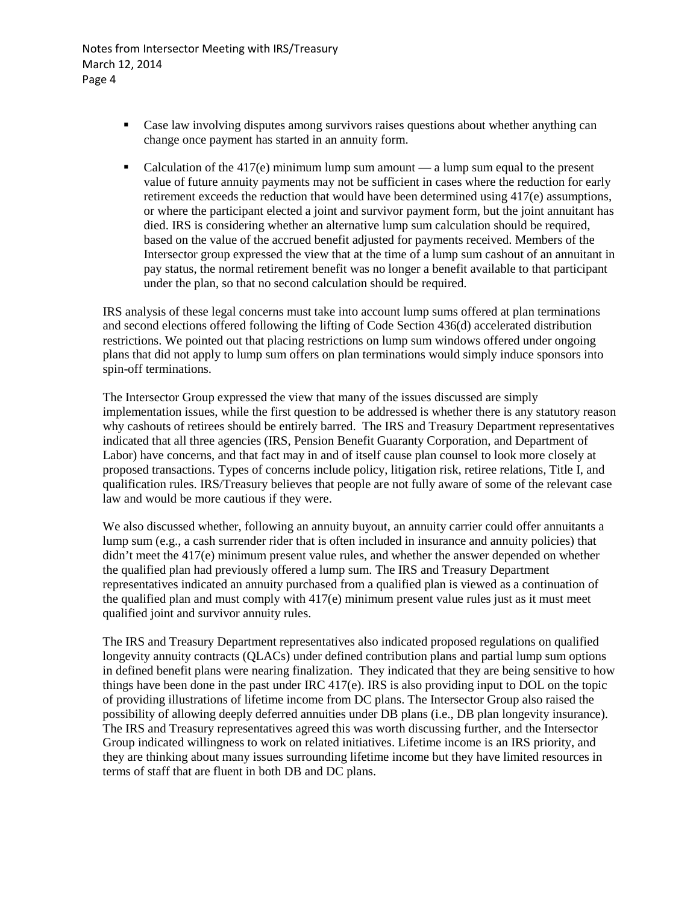- Case law involving disputes among survivors raises questions about whether anything can change once payment has started in an annuity form.
- Calculation of the 417(e) minimum lump sum amount — a lump sum equal to the present value of future annuity payments may not be sufficient in cases where the reduction for early retirement exceeds the reduction that would have been determined using 417(e) assumptions, or where the participant elected a joint and survivor payment form, but the joint annuitant has died. IRS is considering whether an alternative lump sum calculation should be required, based on the value of the accrued benefit adjusted for payments received. Members of the Intersector group expressed the view that at the time of a lump sum cashout of an annuitant in pay status, the normal retirement benefit was no longer a benefit available to that participant under the plan, so that no second calculation should be required.

IRS analysis of these legal concerns must take into account lump sums offered at plan terminations and second elections offered following the lifting of Code Section 436(d) accelerated distribution restrictions. We pointed out that placing restrictions on lump sum windows offered under ongoing plans that did not apply to lump sum offers on plan terminations would simply induce sponsors into spin-off terminations.

The Intersector Group expressed the view that many of the issues discussed are simply implementation issues, while the first question to be addressed is whether there is any statutory reason why cashouts of retirees should be entirely barred. The IRS and Treasury Department representatives indicated that all three agencies (IRS, Pension Benefit Guaranty Corporation, and Department of Labor) have concerns, and that fact may in and of itself cause plan counsel to look more closely at proposed transactions. Types of concerns include policy, litigation risk, retiree relations, Title I, and qualification rules. IRS/Treasury believes that people are not fully aware of some of the relevant case law and would be more cautious if they were.

We also discussed whether, following an annuity buyout, an annuity carrier could offer annuitants a lump sum (e.g., a cash surrender rider that is often included in insurance and annuity policies) that didn't meet the 417(e) minimum present value rules, and whether the answer depended on whether the qualified plan had previously offered a lump sum. The IRS and Treasury Department representatives indicated an annuity purchased from a qualified plan is viewed as a continuation of the qualified plan and must comply with 417(e) minimum present value rules just as it must meet qualified joint and survivor annuity rules.

The IRS and Treasury Department representatives also indicated proposed regulations on qualified longevity annuity contracts (QLACs) under defined contribution plans and partial lump sum options in defined benefit plans were nearing finalization. They indicated that they are being sensitive to how things have been done in the past under IRC 417(e). IRS is also providing input to DOL on the topic of providing illustrations of lifetime income from DC plans. The Intersector Group also raised the possibility of allowing deeply deferred annuities under DB plans (i.e., DB plan longevity insurance). The IRS and Treasury representatives agreed this was worth discussing further, and the Intersector Group indicated willingness to work on related initiatives. Lifetime income is an IRS priority, and they are thinking about many issues surrounding lifetime income but they have limited resources in terms of staff that are fluent in both DB and DC plans.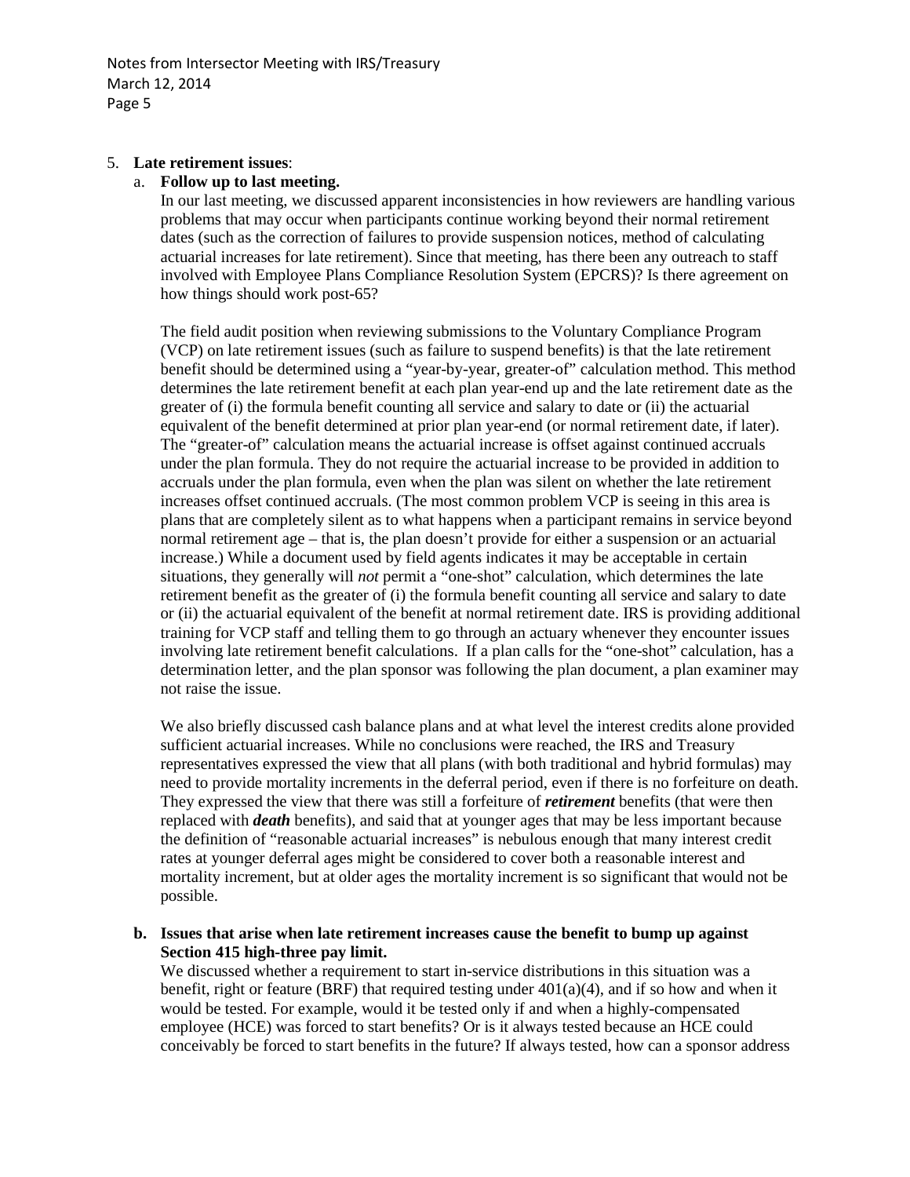5. **Late retirement issues**:

   a. **Follow up to last meeting.**

   In our last meeting, we discussed apparent inconsistencies in how reviewers are handling various problems that may occur when participants continue working beyond their normal retirement dates (such as the correction of failures to provide suspension notices, method of calculating actuarial increases for late retirement). Since that meeting, has there been any outreach to staff involved with Employee Plans Compliance Resolution System (EPCRS)? Is there agreement on how things should work post-65?

   The field audit position when reviewing submissions to the Voluntary Compliance Program (VCP) on late retirement issues (such as failure to suspend benefits) is that the late retirement benefit should be determined using a "year-by-year, greater-of" calculation method. This method determines the late retirement benefit at each plan year-end up and the late retirement date as the greater of (i) the formula benefit counting all service and salary to date or (ii) the actuarial equivalent of the benefit determined at prior plan year-end (or normal retirement date, if later). The "greater-of" calculation means the actuarial increase is offset against continued accruals under the plan formula. They do not require the actuarial increase to be provided in addition to accruals under the plan formula, even when the plan was silent on whether the late retirement increases offset continued accruals. (The most common problem VCP is seeing in this area is plans that are completely silent as to what happens when a participant remains in service beyond normal retirement age – that is, the plan doesn't provide for either a suspension or an actuarial increase.) While a document used by field agents indicates it may be acceptable in certain situations, they generally will *not* permit a "one-shot" calculation, which determines the late retirement benefit as the greater of (i) the formula benefit counting all service and salary to date or (ii) the actuarial equivalent of the benefit at normal retirement date. IRS is providing additional training for VCP staff and telling them to go through an actuary whenever they encounter issues involving late retirement benefit calculations. If a plan calls for the "one-shot" calculation, has a determination letter, and the plan sponsor was following the plan document, a plan examiner may not raise the issue.

   We also briefly discussed cash balance plans and at what level the interest credits alone provided sufficient actuarial increases. While no conclusions were reached, the IRS and Treasury representatives expressed the view that all plans (with both traditional and hybrid formulas) may need to provide mortality increments in the deferral period, even if there is no forfeiture on death. They expressed the view that there was still a forfeiture of ***retirement*** benefits (that were then replaced with ***death*** benefits), and said that at younger ages that may be less important because the definition of "reasonable actuarial increases" is nebulous enough that many interest credit rates at younger deferral ages might be considered to cover both a reasonable interest and mortality increment, but at older ages the mortality increment is so significant that would not be possible.

   b. **Issues that arise when late retirement increases cause the benefit to bump up against Section 415 high-three pay limit.**

   We discussed whether a requirement to start in-service distributions in this situation was a benefit, right or feature (BRF) that required testing under 401(a)(4), and if so how and when it would be tested. For example, would it be tested only if and when a highly-compensated employee (HCE) was forced to start benefits? Or is it always tested because an HCE could conceivably be forced to start benefits in the future? If always tested, how can a sponsor address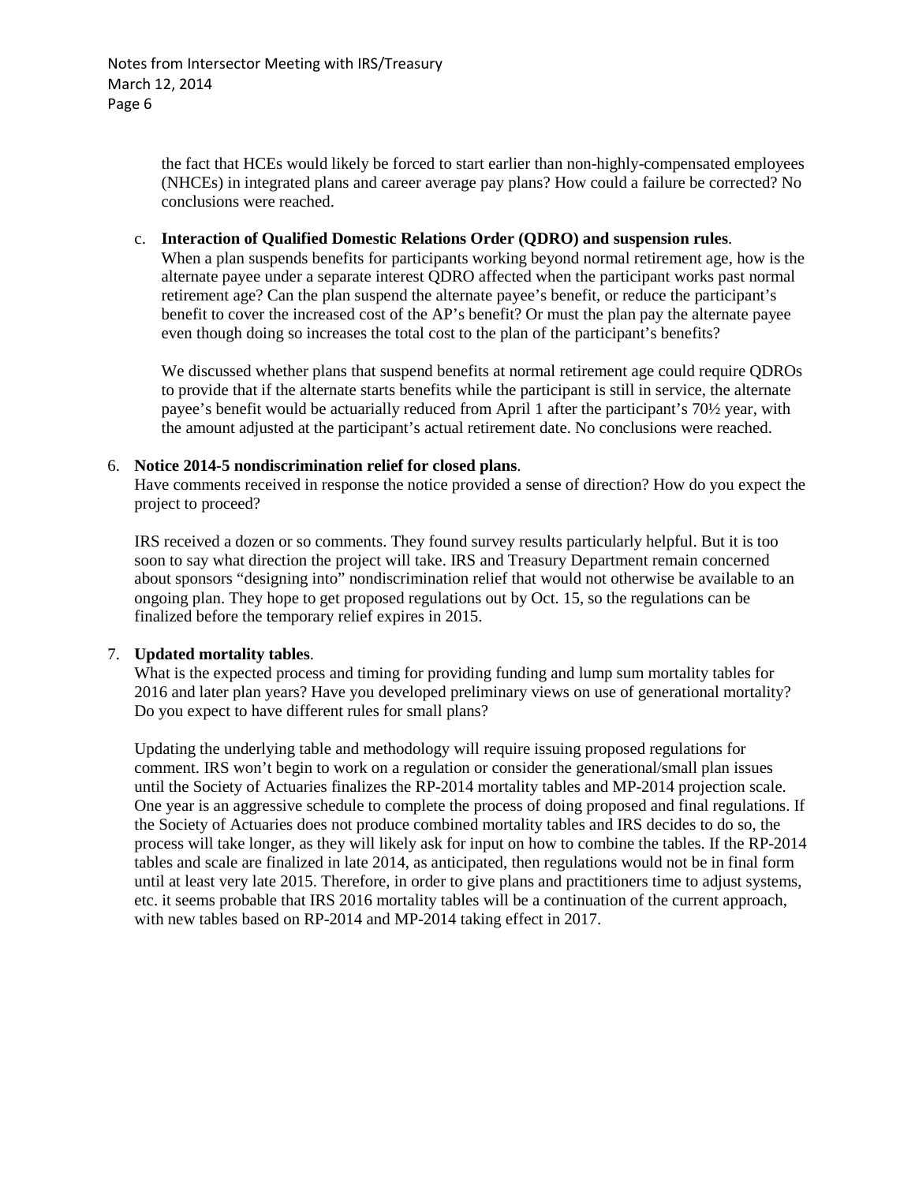the fact that HCEs would likely be forced to start earlier than non-highly-compensated employees (NHCEs) in integrated plans and career average pay plans? How could a failure be corrected? No conclusions were reached.

c. **Interaction of Qualified Domestic Relations Order (QDRO) and suspension rules**.
When a plan suspends benefits for participants working beyond normal retirement age, how is the alternate payee under a separate interest QDRO affected when the participant works past normal retirement age? Can the plan suspend the alternate payee's benefit, or reduce the participant's benefit to cover the increased cost of the AP's benefit? Or must the plan pay the alternate payee even though doing so increases the total cost to the plan of the participant's benefits?

We discussed whether plans that suspend benefits at normal retirement age could require QDROs to provide that if the alternate starts benefits while the participant is still in service, the alternate payee's benefit would be actuarially reduced from April 1 after the participant's 70½ year, with the amount adjusted at the participant's actual retirement date. No conclusions were reached.

6. **Notice 2014-5 nondiscrimination relief for closed plans**.
Have comments received in response the notice provided a sense of direction? How do you expect the project to proceed?

IRS received a dozen or so comments. They found survey results particularly helpful. But it is too soon to say what direction the project will take. IRS and Treasury Department remain concerned about sponsors "designing into" nondiscrimination relief that would not otherwise be available to an ongoing plan. They hope to get proposed regulations out by Oct. 15, so the regulations can be finalized before the temporary relief expires in 2015.

7. **Updated mortality tables**.
What is the expected process and timing for providing funding and lump sum mortality tables for 2016 and later plan years? Have you developed preliminary views on use of generational mortality? Do you expect to have different rules for small plans?

Updating the underlying table and methodology will require issuing proposed regulations for comment. IRS won't begin to work on a regulation or consider the generational/small plan issues until the Society of Actuaries finalizes the RP-2014 mortality tables and MP-2014 projection scale. One year is an aggressive schedule to complete the process of doing proposed and final regulations. If the Society of Actuaries does not produce combined mortality tables and IRS decides to do so, the process will take longer, as they will likely ask for input on how to combine the tables. If the RP-2014 tables and scale are finalized in late 2014, as anticipated, then regulations would not be in final form until at least very late 2015. Therefore, in order to give plans and practitioners time to adjust systems, etc. it seems probable that IRS 2016 mortality tables will be a continuation of the current approach, with new tables based on RP-2014 and MP-2014 taking effect in 2017.